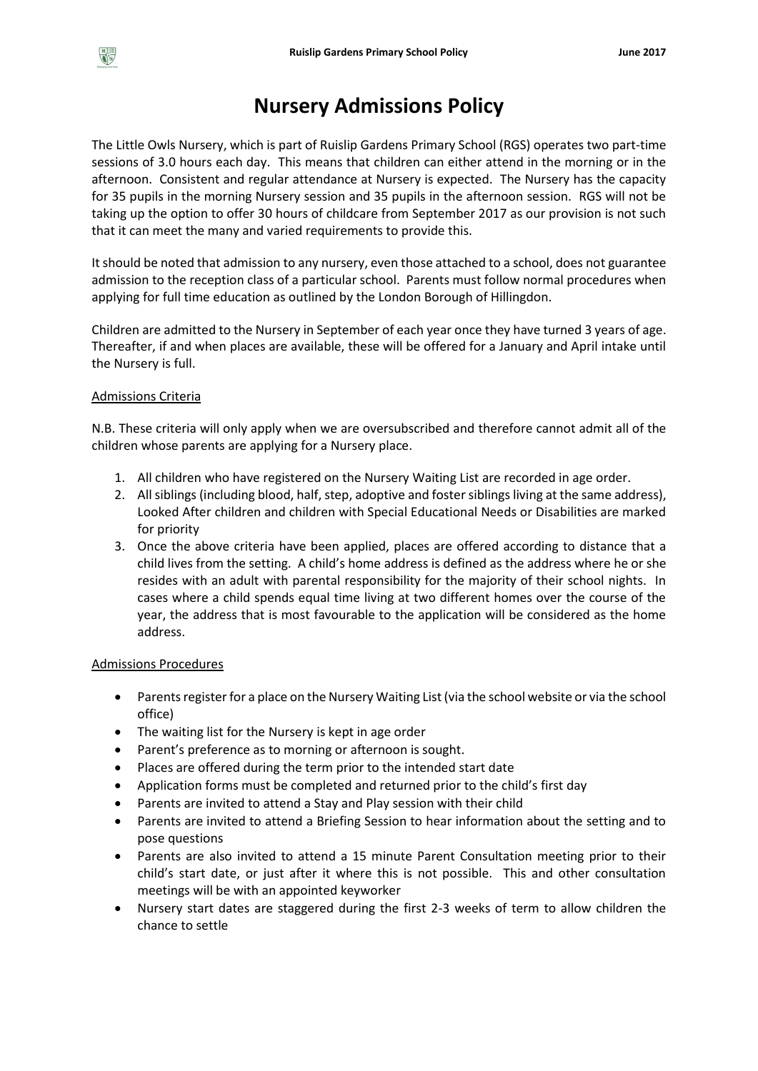# Nursery Admissions Policy

The Little Owls Nursery, which is part of Ruislip Gardens Primary School (RGS) operates two part-time sessions of 3.0 hours each day. This means that children can either attend in the morning or in the afternoon. Consistent and regular attendance at Nursery is expected. The Nursery has the capacity for 35 pupils in the morning Nursery session and 35 pupils in the afternoon session. RGS will not be taking up the option to offer 30 hours of childcare from September 2017 as our provision is not such that it can meet the many and varied requirements to provide this.

It should be noted that admission to any nursery, even those attached to a school, does not guarantee admission to the reception class of a particular school. Parents must follow normal procedures when applying for full time education as outlined by the London Borough of Hillingdon.

Children are admitted to the Nursery in September of each year once they have turned 3 years of age. Thereafter, if and when places are available, these will be offered for a January and April intake until the Nursery is full.

## Admissions Criteria

N.B. These criteria will only apply when we are oversubscribed and therefore cannot admit all of the children whose parents are applying for a Nursery place.

1. All children who have registered on the Nursery Waiting List are recorded in age order.
2. All siblings (including blood, half, step, adoptive and foster siblings living at the same address), Looked After children and children with Special Educational Needs or Disabilities are marked for priority
3. Once the above criteria have been applied, places are offered according to distance that a child lives from the setting. A child's home address is defined as the address where he or she resides with an adult with parental responsibility for the majority of their school nights. In cases where a child spends equal time living at two different homes over the course of the year, the address that is most favourable to the application will be considered as the home address.

## Admissions Procedures

- Parents register for a place on the Nursery Waiting List (via the school website or via the school office)
- The waiting list for the Nursery is kept in age order
- Parent's preference as to morning or afternoon is sought.
- Places are offered during the term prior to the intended start date
- Application forms must be completed and returned prior to the child's first day
- Parents are invited to attend a Stay and Play session with their child
- Parents are invited to attend a Briefing Session to hear information about the setting and to pose questions
- Parents are also invited to attend a 15 minute Parent Consultation meeting prior to their child's start date, or just after it where this is not possible. This and other consultation meetings will be with an appointed keyworker
- Nursery start dates are staggered during the first 2-3 weeks of term to allow children the chance to settle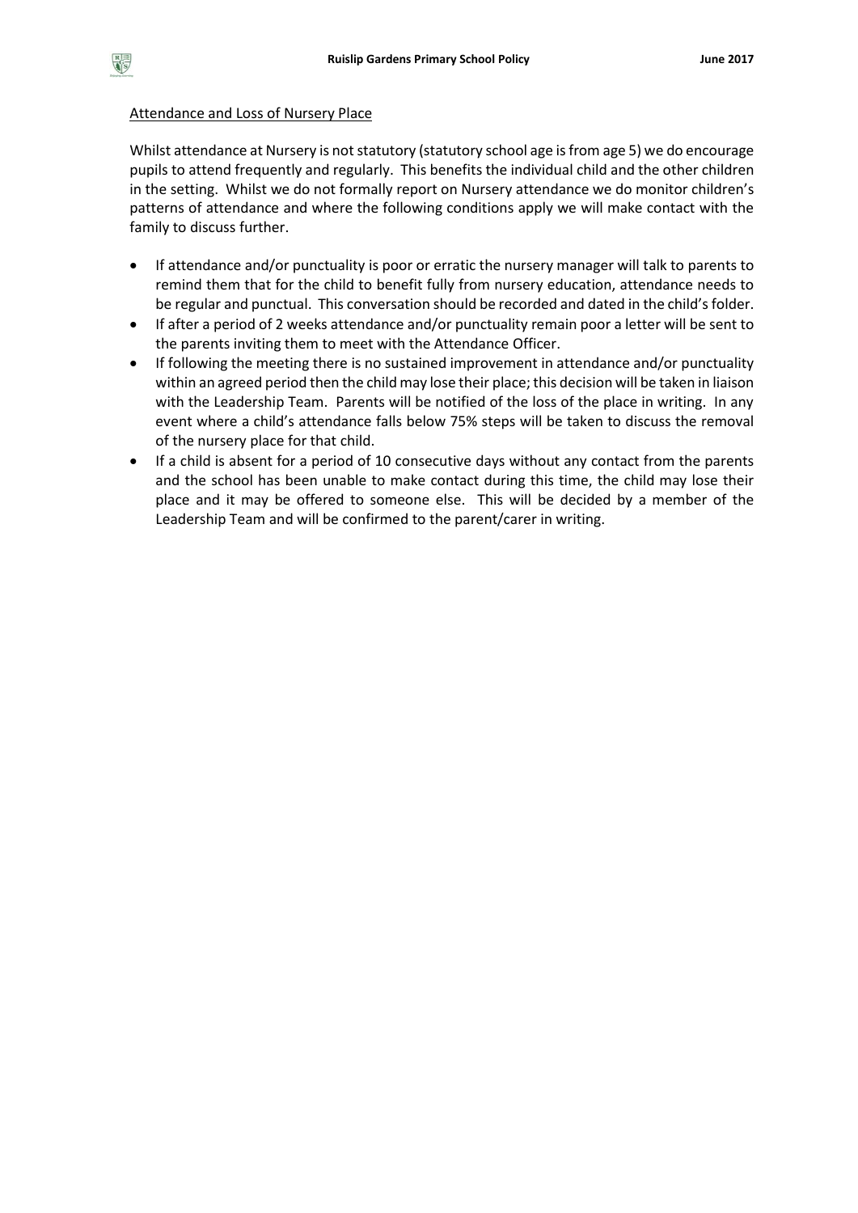Attendance and Loss of Nursery Place

Whilst attendance at Nursery is not statutory (statutory school age is from age 5) we do encourage pupils to attend frequently and regularly. This benefits the individual child and the other children in the setting. Whilst we do not formally report on Nursery attendance we do monitor children's patterns of attendance and where the following conditions apply we will make contact with the family to discuss further.

- If attendance and/or punctuality is poor or erratic the nursery manager will talk to parents to remind them that for the child to benefit fully from nursery education, attendance needs to be regular and punctual. This conversation should be recorded and dated in the child's folder.
- If after a period of 2 weeks attendance and/or punctuality remain poor a letter will be sent to the parents inviting them to meet with the Attendance Officer.
- If following the meeting there is no sustained improvement in attendance and/or punctuality within an agreed period then the child may lose their place; this decision will be taken in liaison with the Leadership Team. Parents will be notified of the loss of the place in writing. In any event where a child's attendance falls below 75% steps will be taken to discuss the removal of the nursery place for that child.
- If a child is absent for a period of 10 consecutive days without any contact from the parents and the school has been unable to make contact during this time, the child may lose their place and it may be offered to someone else. This will be decided by a member of the Leadership Team and will be confirmed to the parent/carer in writing.